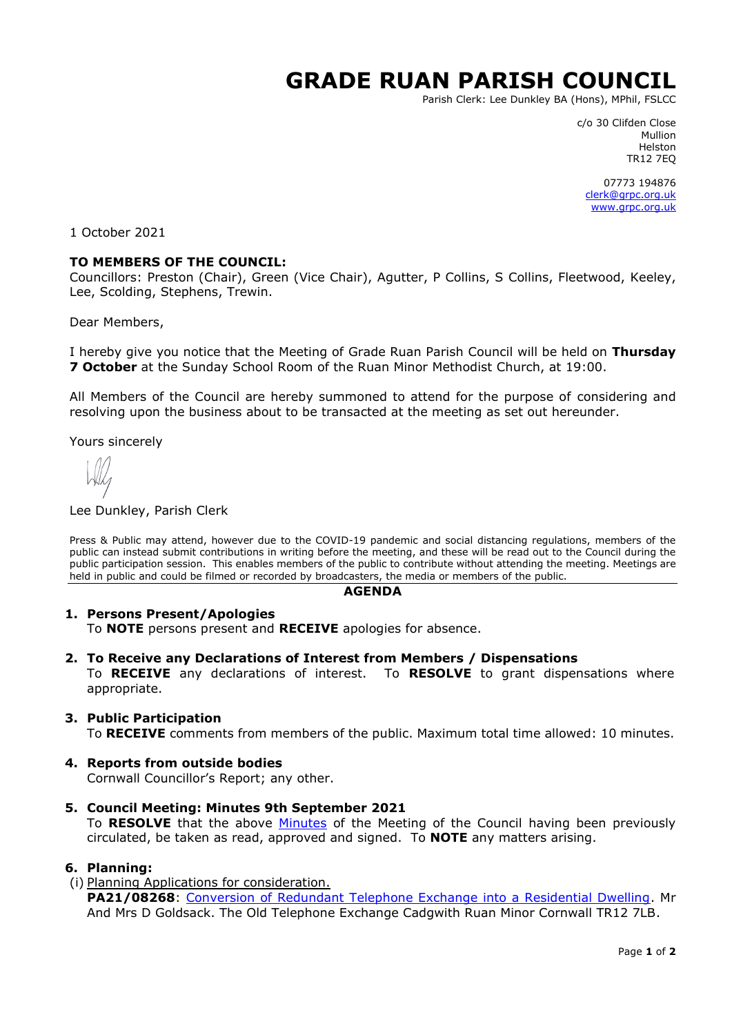# GRADE RUAN PARISH COUNCIL

Parish Clerk: Lee Dunkley BA (Hons), MPhil, FSLCC

c/o 30 Clifden Close
Mullion
Helston
TR12 7EQ

07773 194876
clerk@grpc.org.uk
www.grpc.org.uk

1 October 2021

**TO MEMBERS OF THE COUNCIL:**
Councillors: Preston (Chair), Green (Vice Chair), Agutter, P Collins, S Collins, Fleetwood, Keeley, Lee, Scolding, Stephens, Trewin.

Dear Members,

I hereby give you notice that the Meeting of Grade Ruan Parish Council will be held on **Thursday 7 October** at the Sunday School Room of the Ruan Minor Methodist Church, at 19:00.

All Members of the Council are hereby summoned to attend for the purpose of considering and resolving upon the business about to be transacted at the meeting as set out hereunder.

Yours sincerely

Lee Dunkley, Parish Clerk

Press & Public may attend, however due to the COVID-19 pandemic and social distancing regulations, members of the public can instead submit contributions in writing before the meeting, and these will be read out to the Council during the public participation session. This enables members of the public to contribute without attending the meeting. Meetings are held in public and could be filmed or recorded by broadcasters, the media or members of the public.

---

## AGENDA

1. **Persons Present/Apologies**
   To **NOTE** persons present and **RECEIVE** apologies for absence.

2. **To Receive any Declarations of Interest from Members / Dispensations**
   To **RECEIVE** any declarations of interest. To **RESOLVE** to grant dispensations where appropriate.

3. **Public Participation**
   To **RECEIVE** comments from members of the public. Maximum total time allowed: 10 minutes.

4. **Reports from outside bodies**
   Cornwall Councillor's Report; any other.

5. **Council Meeting: Minutes 9th September 2021**
   To **RESOLVE** that the above Minutes of the Meeting of the Council having been previously circulated, be taken as read, approved and signed. To **NOTE** any matters arising.

6. **Planning:**

   (i) Planning Applications for consideration.

   **PA21/08268**: Conversion of Redundant Telephone Exchange into a Residential Dwelling. Mr And Mrs D Goldsack. The Old Telephone Exchange Cadgwith Ruan Minor Cornwall TR12 7LB.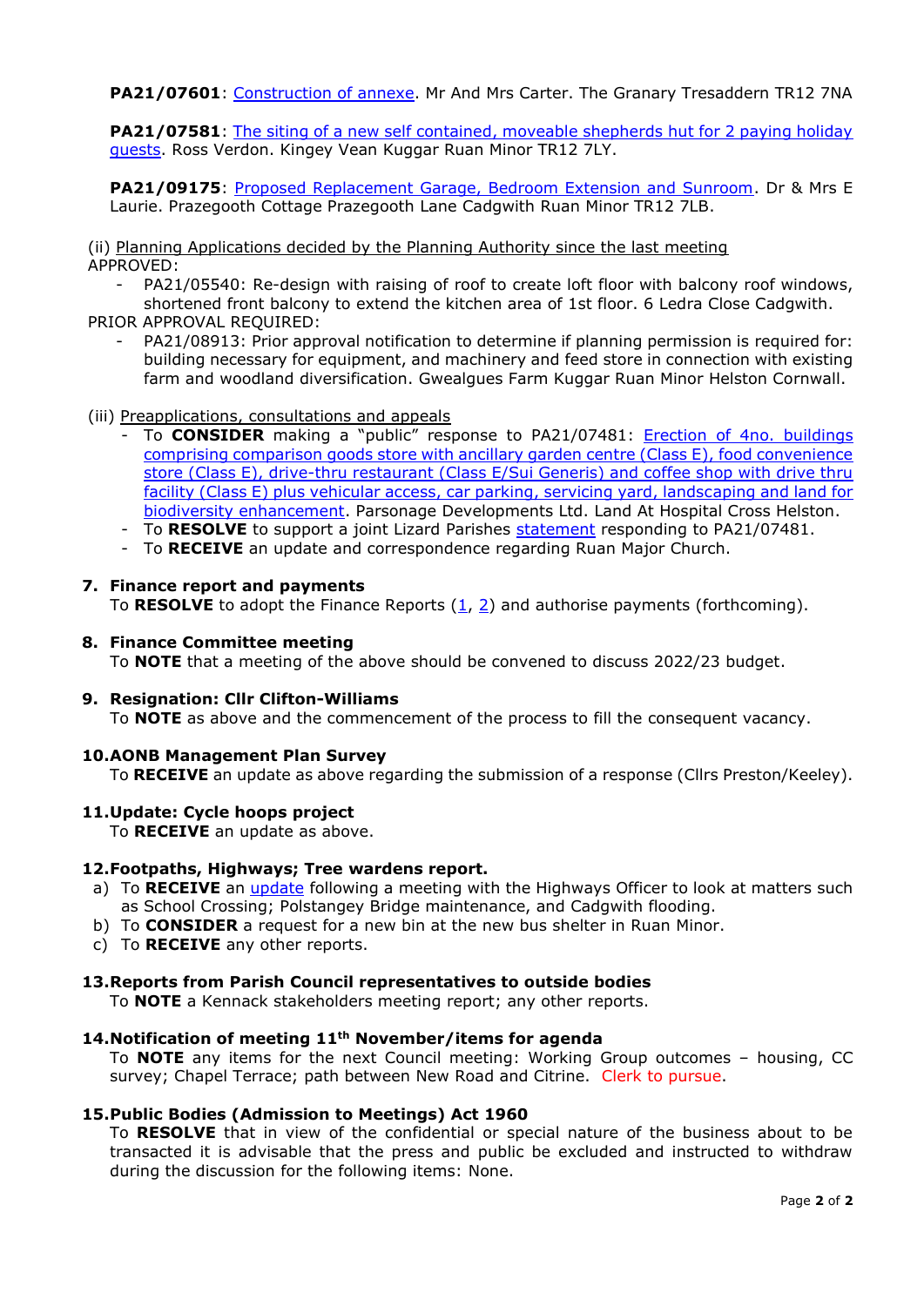**PA21/07601**: Construction of annexe. Mr And Mrs Carter. The Granary Tresaddern TR12 7NA

**PA21/07581**: The siting of a new self contained, moveable shepherds hut for 2 paying holiday guests. Ross Verdon. Kingey Vean Kuggar Ruan Minor TR12 7LY.

**PA21/09175**: Proposed Replacement Garage, Bedroom Extension and Sunroom. Dr & Mrs E Laurie. Prazegooth Cottage Prazegooth Lane Cadgwith Ruan Minor TR12 7LB.

(ii) Planning Applications decided by the Planning Authority since the last meeting

APPROVED:

- PA21/05540: Re-design with raising of roof to create loft floor with balcony roof windows, shortened front balcony to extend the kitchen area of 1st floor. 6 Ledra Close Cadgwith.

PRIOR APPROVAL REQUIRED:

- PA21/08913: Prior approval notification to determine if planning permission is required for: building necessary for equipment, and machinery and feed store in connection with existing farm and woodland diversification. Gwealgues Farm Kuggar Ruan Minor Helston Cornwall.

(iii) Preapplications, consultations and appeals

- To **CONSIDER** making a "public" response to PA21/07481: Erection of 4no. buildings comprising comparison goods store with ancillary garden centre (Class E), food convenience store (Class E), drive-thru restaurant (Class E/Sui Generis) and coffee shop with drive thru facility (Class E) plus vehicular access, car parking, servicing yard, landscaping and land for biodiversity enhancement. Parsonage Developments Ltd. Land At Hospital Cross Helston.
- To **RESOLVE** to support a joint Lizard Parishes statement responding to PA21/07481.
- To **RECEIVE** an update and correspondence regarding Ruan Major Church.

**7. Finance report and payments**

To **RESOLVE** to adopt the Finance Reports (1, 2) and authorise payments (forthcoming).

**8. Finance Committee meeting**

To **NOTE** that a meeting of the above should be convened to discuss 2022/23 budget.

**9. Resignation: Cllr Clifton-Williams**

To **NOTE** as above and the commencement of the process to fill the consequent vacancy.

**10. AONB Management Plan Survey**

To **RECEIVE** an update as above regarding the submission of a response (Cllrs Preston/Keeley).

**11. Update: Cycle hoops project**

To **RECEIVE** an update as above.

**12. Footpaths, Highways; Tree wardens report.**

a) To **RECEIVE** an update following a meeting with the Highways Officer to look at matters such as School Crossing; Polstangey Bridge maintenance, and Cadgwith flooding.
b) To **CONSIDER** a request for a new bin at the new bus shelter in Ruan Minor.
c) To **RECEIVE** any other reports.

**13. Reports from Parish Council representatives to outside bodies**

To **NOTE** a Kennack stakeholders meeting report; any other reports.

**14. Notification of meeting 11th November/items for agenda**

To **NOTE** any items for the next Council meeting: Working Group outcomes – housing, CC survey; Chapel Terrace; path between New Road and Citrine. Clerk to pursue.

**15. Public Bodies (Admission to Meetings) Act 1960**

To **RESOLVE** that in view of the confidential or special nature of the business about to be transacted it is advisable that the press and public be excluded and instructed to withdraw during the discussion for the following items: None.